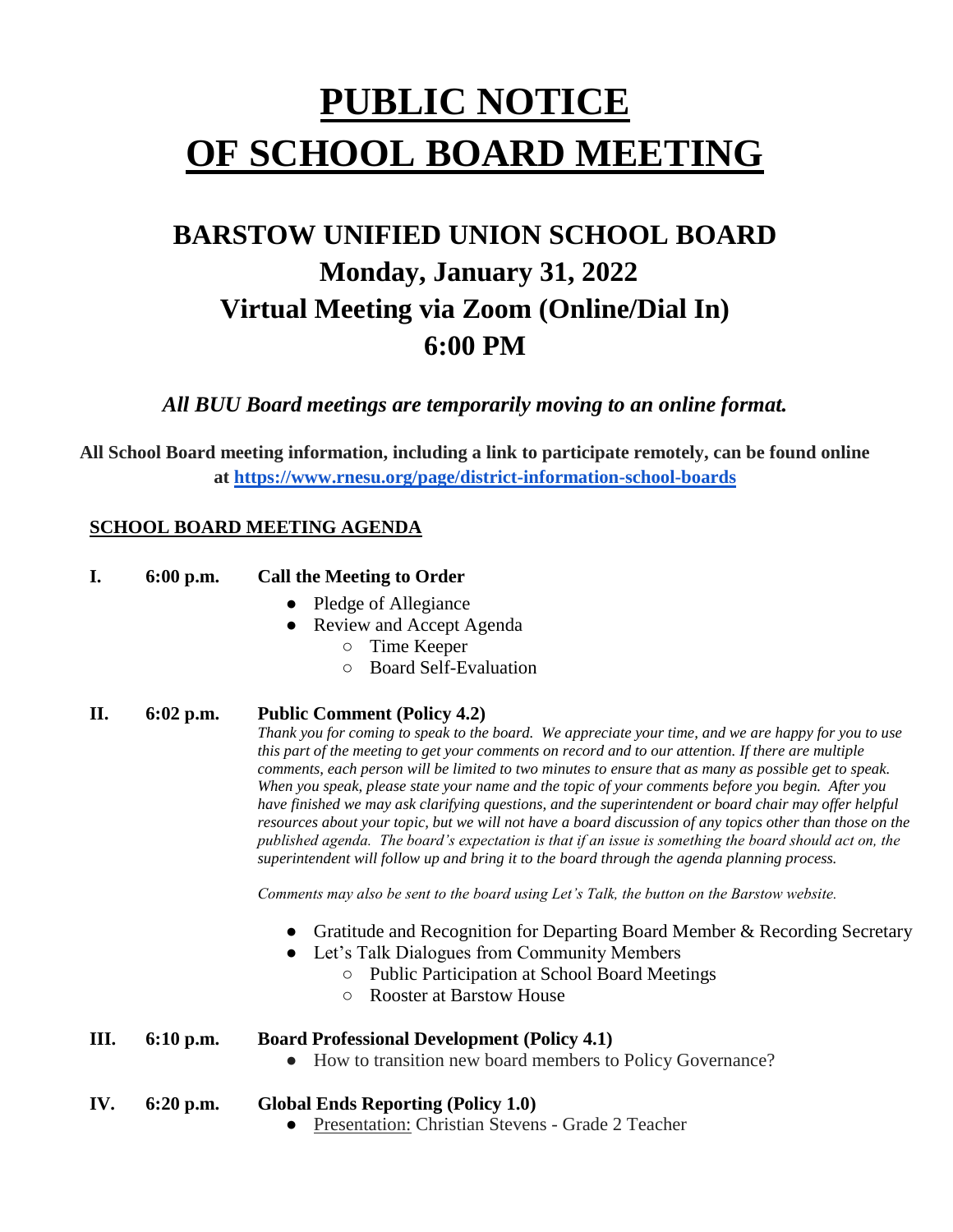# PUBLIC NOTICE OF SCHOOL BOARD MEETING

## BARSTOW UNIFIED UNION SCHOOL BOARD
## Monday, January 31, 2022
## Virtual Meeting via Zoom (Online/Dial In)
## 6:00 PM

*All BUU Board meetings are temporarily moving to an online format.*

**All School Board meeting information, including a link to participate remotely, can be found online at [https://www.rnesu.org/page/district-information-school-boards](https://www.rnesu.org/page/district-information-school-boards)**

### SCHOOL BOARD MEETING AGENDA

**I. 6:00 p.m. Call the Meeting to Order**

- Pledge of Allegiance
- Review and Accept Agenda
  - Time Keeper
  - Board Self-Evaluation

**II. 6:02 p.m. Public Comment (Policy 4.2)**

*Thank you for coming to speak to the board. We appreciate your time, and we are happy for you to use this part of the meeting to get your comments on record and to our attention. If there are multiple comments, each person will be limited to two minutes to ensure that as many as possible get to speak. When you speak, please state your name and the topic of your comments before you begin. After you have finished we may ask clarifying questions, and the superintendent or board chair may offer helpful resources about your topic, but we will not have a board discussion of any topics other than those on the published agenda. The board's expectation is that if an issue is something the board should act on, the superintendent will follow up and bring it to the board through the agenda planning process.*

*Comments may also be sent to the board using Let's Talk, the button on the Barstow website.*

- Gratitude and Recognition for Departing Board Member & Recording Secretary
- Let's Talk Dialogues from Community Members
  - Public Participation at School Board Meetings
  - Rooster at Barstow House

**III. 6:10 p.m. Board Professional Development (Policy 4.1)**

- How to transition new board members to Policy Governance?

**IV. 6:20 p.m. Global Ends Reporting (Policy 1.0)**

- Presentation: Christian Stevens - Grade 2 Teacher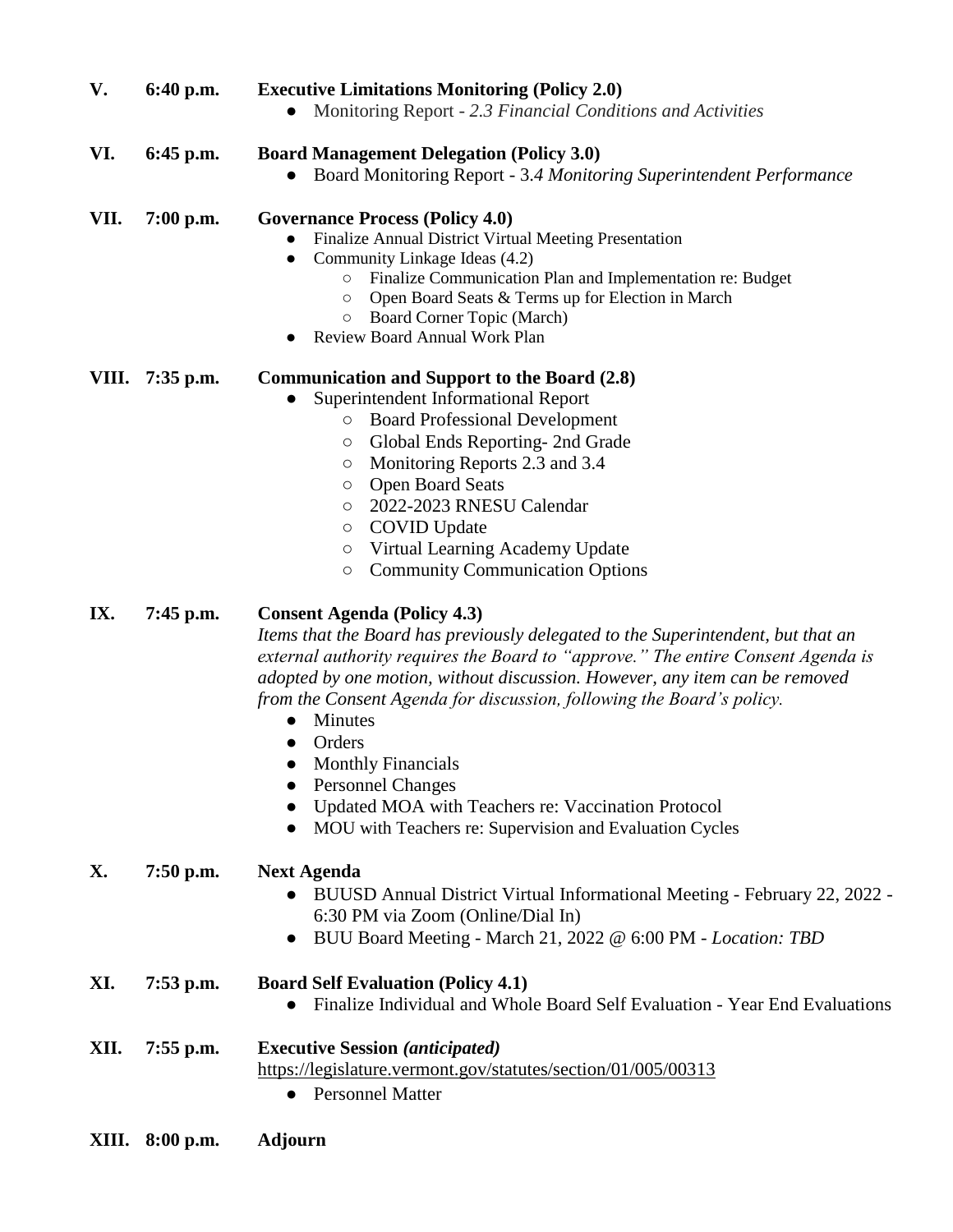**V. 6:40 p.m. Executive Limitations Monitoring (Policy 2.0)**

- Monitoring Report - *2.3 Financial Conditions and Activities*

**VI. 6:45 p.m. Board Management Delegation (Policy 3.0)**

- Board Monitoring Report - 3*.4 Monitoring Superintendent Performance*

**VII. 7:00 p.m. Governance Process (Policy 4.0)**

- Finalize Annual District Virtual Meeting Presentation
- Community Linkage Ideas (4.2)
  - Finalize Communication Plan and Implementation re: Budget
  - Open Board Seats & Terms up for Election in March
  - Board Corner Topic (March)
- Review Board Annual Work Plan

**VIII. 7:35 p.m. Communication and Support to the Board (2.8)**

- Superintendent Informational Report
  - Board Professional Development
  - Global Ends Reporting- 2nd Grade
  - Monitoring Reports 2.3 and 3.4
  - Open Board Seats
  - 2022-2023 RNESU Calendar
  - COVID Update
  - Virtual Learning Academy Update
  - Community Communication Options

**IX. 7:45 p.m. Consent Agenda (Policy 4.3)**

*Items that the Board has previously delegated to the Superintendent, but that an external authority requires the Board to "approve." The entire Consent Agenda is adopted by one motion, without discussion. However, any item can be removed from the Consent Agenda for discussion, following the Board's policy.*

- Minutes
- Orders
- Monthly Financials
- Personnel Changes
- Updated MOA with Teachers re: Vaccination Protocol
- MOU with Teachers re: Supervision and Evaluation Cycles

**X. 7:50 p.m. Next Agenda**

- BUUSD Annual District Virtual Informational Meeting - February 22, 2022 - 6:30 PM via Zoom (Online/Dial In)
- BUU Board Meeting - March 21, 2022 @ 6:00 PM - *Location: TBD*

**XI. 7:53 p.m. Board Self Evaluation (Policy 4.1)**

- Finalize Individual and Whole Board Self Evaluation - Year End Evaluations

**XII. 7:55 p.m. Executive Session *(anticipated)***

https://legislature.vermont.gov/statutes/section/01/005/00313

- Personnel Matter

**XIII. 8:00 p.m. Adjourn**